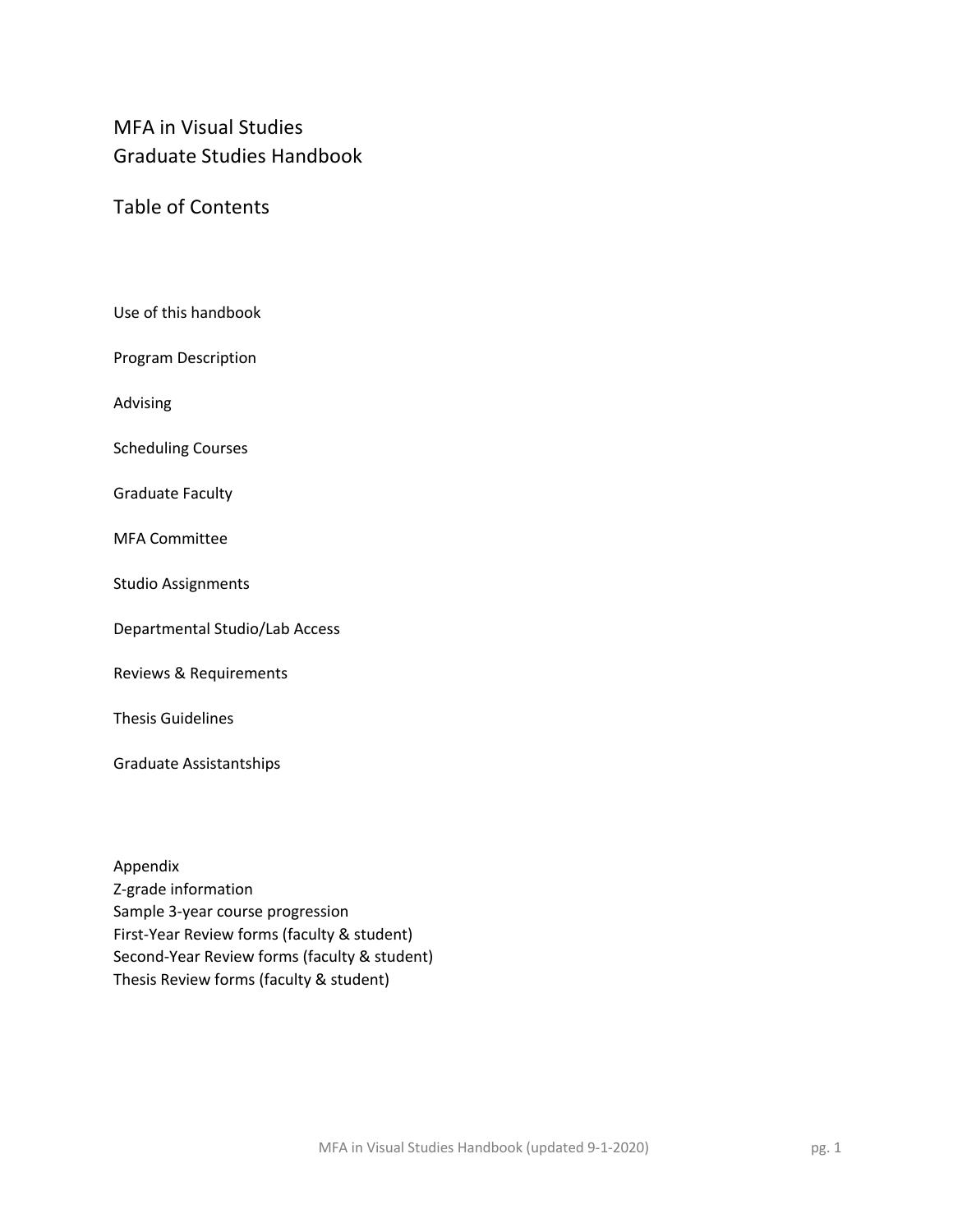# MFA in Visual Studies
# Graduate Studies Handbook

## Table of Contents

Use of this handbook

Program Description

Advising

Scheduling Courses

Graduate Faculty

MFA Committee

Studio Assignments

Departmental Studio/Lab Access

Reviews & Requirements

Thesis Guidelines

Graduate Assistantships

Appendix
Z-grade information
Sample 3-year course progression
First-Year Review forms (faculty & student)
Second-Year Review forms (faculty & student)
Thesis Review forms (faculty & student)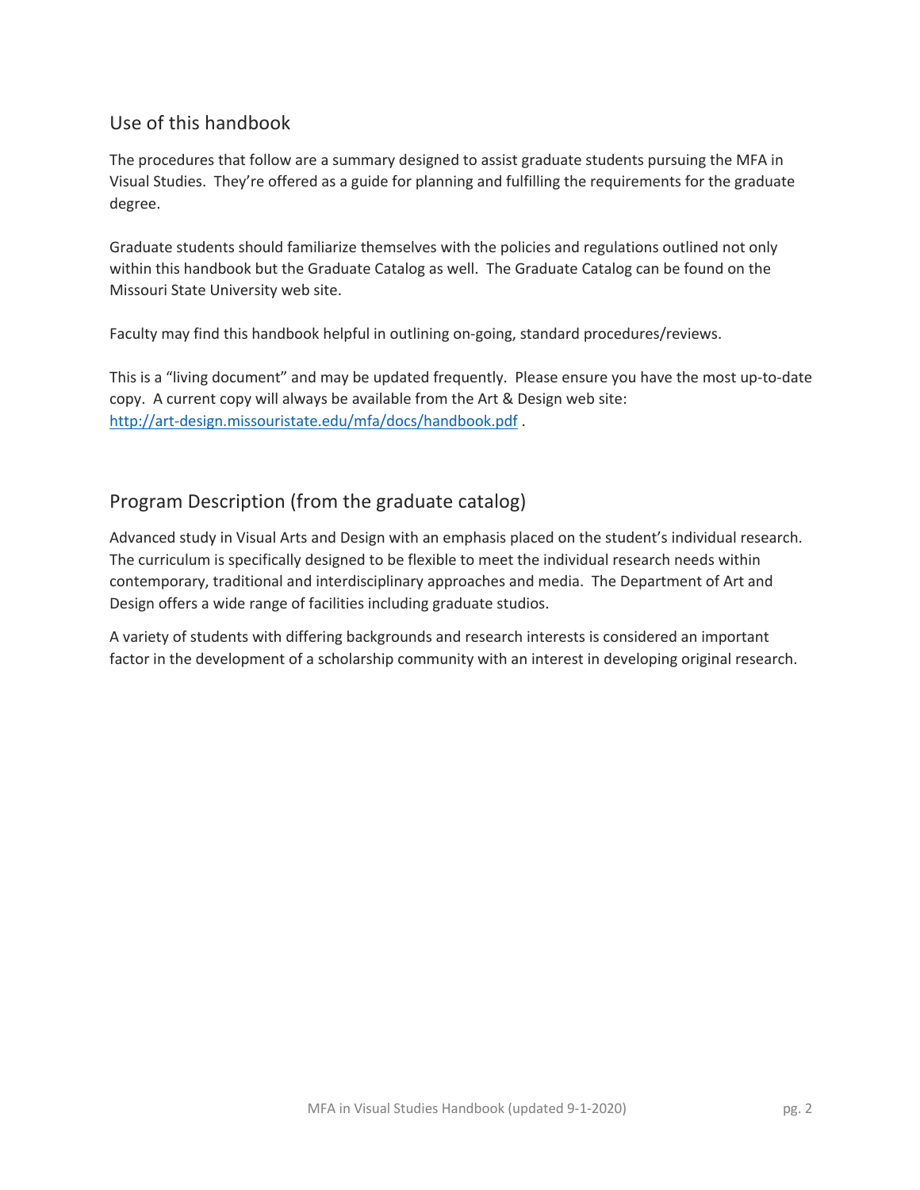## Use of this handbook

The procedures that follow are a summary designed to assist graduate students pursuing the MFA in Visual Studies. They're offered as a guide for planning and fulfilling the requirements for the graduate degree.

Graduate students should familiarize themselves with the policies and regulations outlined not only within this handbook but the Graduate Catalog as well. The Graduate Catalog can be found on the Missouri State University web site.

Faculty may find this handbook helpful in outlining on-going, standard procedures/reviews.

This is a "living document" and may be updated frequently. Please ensure you have the most up-to-date copy. A current copy will always be available from the Art & Design web site: [http://art-design.missouristate.edu/mfa/docs/handbook.pdf](http://art-design.missouristate.edu/mfa/docs/handbook.pdf) .

## Program Description (from the graduate catalog)

Advanced study in Visual Arts and Design with an emphasis placed on the student's individual research. The curriculum is specifically designed to be flexible to meet the individual research needs within contemporary, traditional and interdisciplinary approaches and media. The Department of Art and Design offers a wide range of facilities including graduate studios.

A variety of students with differing backgrounds and research interests is considered an important factor in the development of a scholarship community with an interest in developing original research.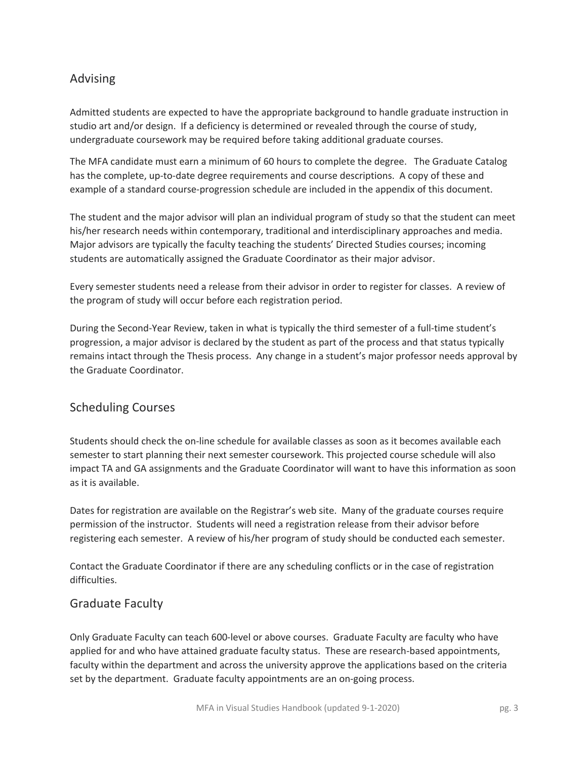## Advising

Admitted students are expected to have the appropriate background to handle graduate instruction in studio art and/or design. If a deficiency is determined or revealed through the course of study, undergraduate coursework may be required before taking additional graduate courses.

The MFA candidate must earn a minimum of 60 hours to complete the degree. The Graduate Catalog has the complete, up-to-date degree requirements and course descriptions. A copy of these and example of a standard course-progression schedule are included in the appendix of this document.

The student and the major advisor will plan an individual program of study so that the student can meet his/her research needs within contemporary, traditional and interdisciplinary approaches and media. Major advisors are typically the faculty teaching the students' Directed Studies courses; incoming students are automatically assigned the Graduate Coordinator as their major advisor.

Every semester students need a release from their advisor in order to register for classes. A review of the program of study will occur before each registration period.

During the Second-Year Review, taken in what is typically the third semester of a full-time student's progression, a major advisor is declared by the student as part of the process and that status typically remains intact through the Thesis process. Any change in a student's major professor needs approval by the Graduate Coordinator.

## Scheduling Courses

Students should check the on-line schedule for available classes as soon as it becomes available each semester to start planning their next semester coursework. This projected course schedule will also impact TA and GA assignments and the Graduate Coordinator will want to have this information as soon as it is available.

Dates for registration are available on the Registrar's web site. Many of the graduate courses require permission of the instructor. Students will need a registration release from their advisor before registering each semester. A review of his/her program of study should be conducted each semester.

Contact the Graduate Coordinator if there are any scheduling conflicts or in the case of registration difficulties.

## Graduate Faculty

Only Graduate Faculty can teach 600-level or above courses. Graduate Faculty are faculty who have applied for and who have attained graduate faculty status. These are research-based appointments, faculty within the department and across the university approve the applications based on the criteria set by the department. Graduate faculty appointments are an on-going process.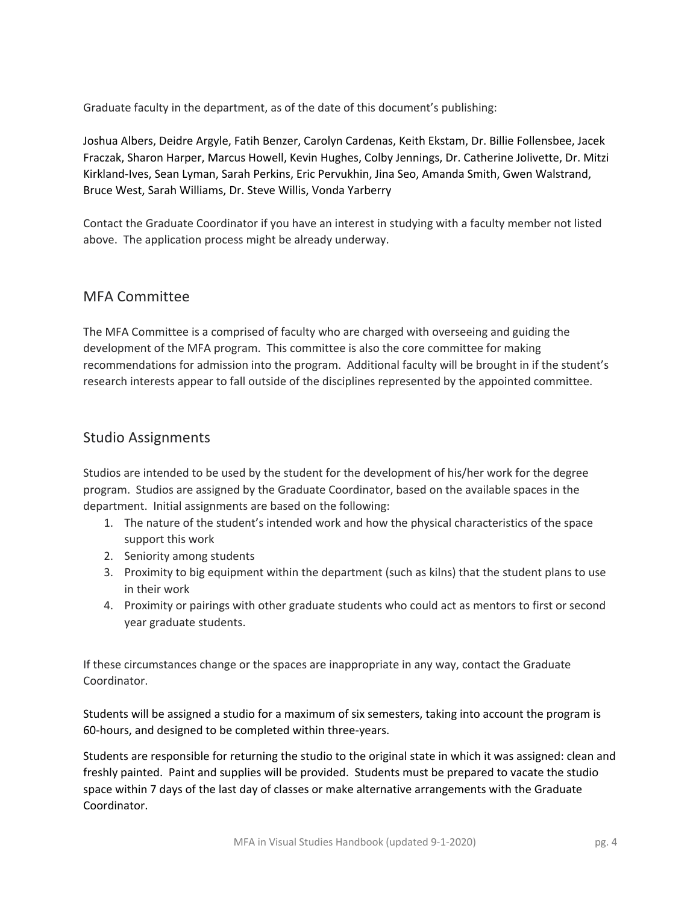Graduate faculty in the department, as of the date of this document's publishing:

Joshua Albers, Deidre Argyle, Fatih Benzer, Carolyn Cardenas, Keith Ekstam, Dr. Billie Follensbee, Jacek Fraczak, Sharon Harper, Marcus Howell, Kevin Hughes, Colby Jennings, Dr. Catherine Jolivette, Dr. Mitzi Kirkland-Ives, Sean Lyman, Sarah Perkins, Eric Pervukhin, Jina Seo, Amanda Smith, Gwen Walstrand, Bruce West, Sarah Williams, Dr. Steve Willis, Vonda Yarberry

Contact the Graduate Coordinator if you have an interest in studying with a faculty member not listed above. The application process might be already underway.

## MFA Committee

The MFA Committee is a comprised of faculty who are charged with overseeing and guiding the development of the MFA program. This committee is also the core committee for making recommendations for admission into the program. Additional faculty will be brought in if the student's research interests appear to fall outside of the disciplines represented by the appointed committee.

## Studio Assignments

Studios are intended to be used by the student for the development of his/her work for the degree program. Studios are assigned by the Graduate Coordinator, based on the available spaces in the department. Initial assignments are based on the following:

1. The nature of the student's intended work and how the physical characteristics of the space support this work
2. Seniority among students
3. Proximity to big equipment within the department (such as kilns) that the student plans to use in their work
4. Proximity or pairings with other graduate students who could act as mentors to first or second year graduate students.

If these circumstances change or the spaces are inappropriate in any way, contact the Graduate Coordinator.

Students will be assigned a studio for a maximum of six semesters, taking into account the program is 60-hours, and designed to be completed within three-years.

Students are responsible for returning the studio to the original state in which it was assigned: clean and freshly painted. Paint and supplies will be provided. Students must be prepared to vacate the studio space within 7 days of the last day of classes or make alternative arrangements with the Graduate Coordinator.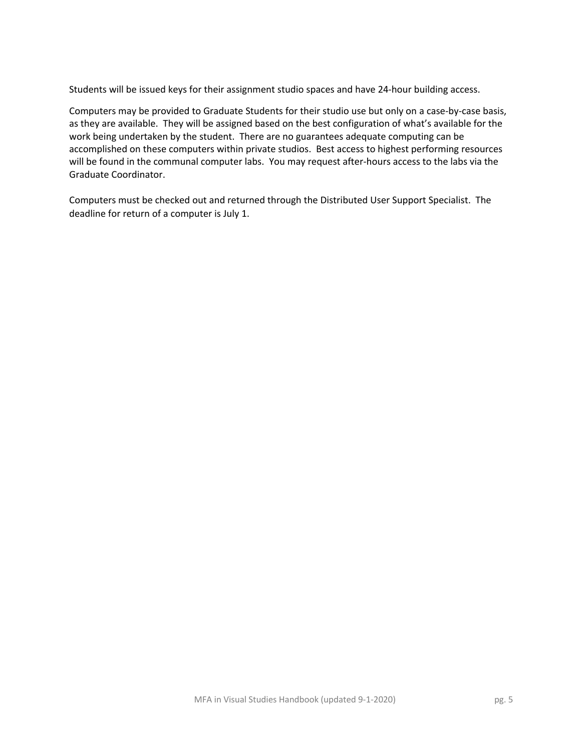Students will be issued keys for their assignment studio spaces and have 24-hour building access.

Computers may be provided to Graduate Students for their studio use but only on a case-by-case basis, as they are available. They will be assigned based on the best configuration of what's available for the work being undertaken by the student. There are no guarantees adequate computing can be accomplished on these computers within private studios. Best access to highest performing resources will be found in the communal computer labs. You may request after-hours access to the labs via the Graduate Coordinator.

Computers must be checked out and returned through the Distributed User Support Specialist. The deadline for return of a computer is July 1.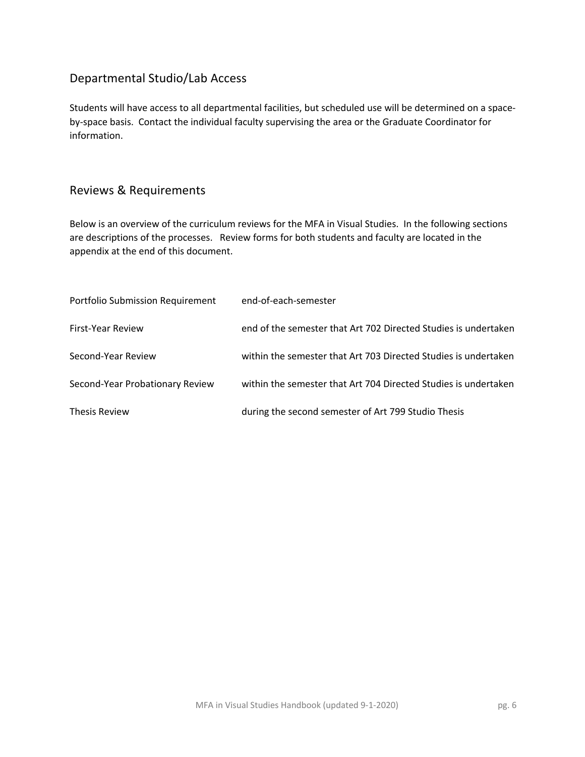## Departmental Studio/Lab Access

Students will have access to all departmental facilities, but scheduled use will be determined on a space-by-space basis. Contact the individual faculty supervising the area or the Graduate Coordinator for information.

## Reviews & Requirements

Below is an overview of the curriculum reviews for the MFA in Visual Studies. In the following sections are descriptions of the processes. Review forms for both students and faculty are located in the appendix at the end of this document.

| | |
|---|---|
| Portfolio Submission Requirement | end-of-each-semester |
| First-Year Review | end of the semester that Art 702 Directed Studies is undertaken |
| Second-Year Review | within the semester that Art 703 Directed Studies is undertaken |
| Second-Year Probationary Review | within the semester that Art 704 Directed Studies is undertaken |
| Thesis Review | during the second semester of Art 799 Studio Thesis |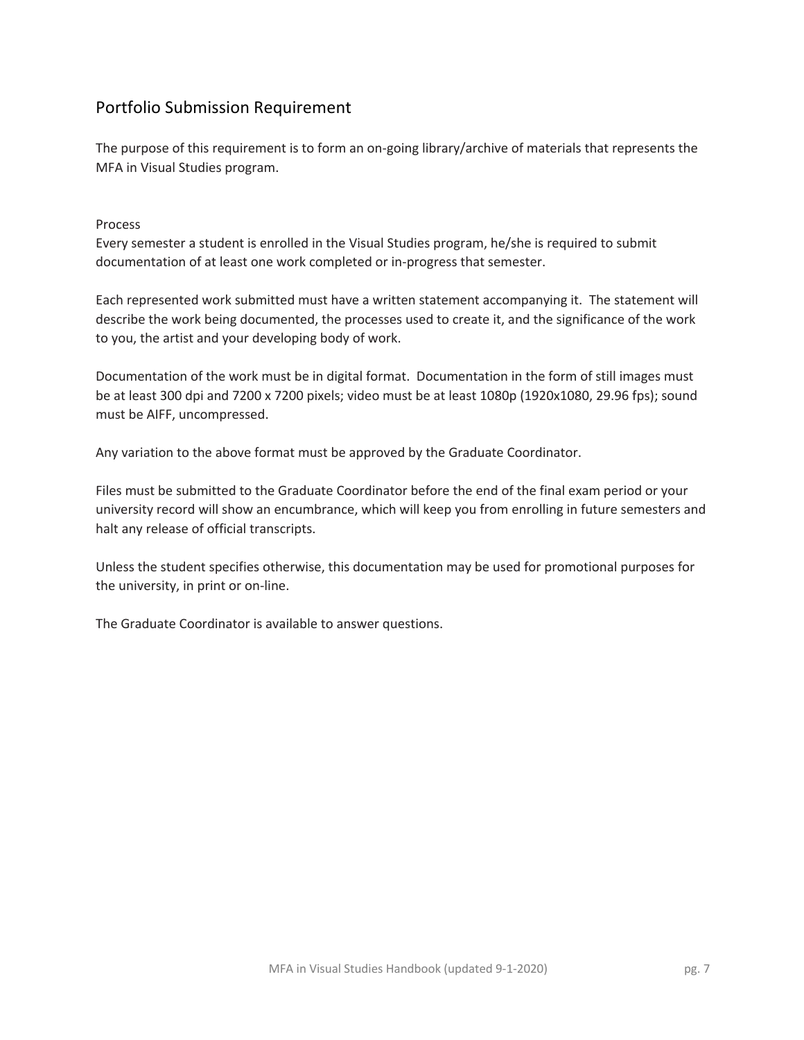## Portfolio Submission Requirement

The purpose of this requirement is to form an on-going library/archive of materials that represents the MFA in Visual Studies program.

### Process

Every semester a student is enrolled in the Visual Studies program, he/she is required to submit documentation of at least one work completed or in-progress that semester.

Each represented work submitted must have a written statement accompanying it. The statement will describe the work being documented, the processes used to create it, and the significance of the work to you, the artist and your developing body of work.

Documentation of the work must be in digital format. Documentation in the form of still images must be at least 300 dpi and 7200 x 7200 pixels; video must be at least 1080p (1920x1080, 29.96 fps); sound must be AIFF, uncompressed.

Any variation to the above format must be approved by the Graduate Coordinator.

Files must be submitted to the Graduate Coordinator before the end of the final exam period or your university record will show an encumbrance, which will keep you from enrolling in future semesters and halt any release of official transcripts.

Unless the student specifies otherwise, this documentation may be used for promotional purposes for the university, in print or on-line.

The Graduate Coordinator is available to answer questions.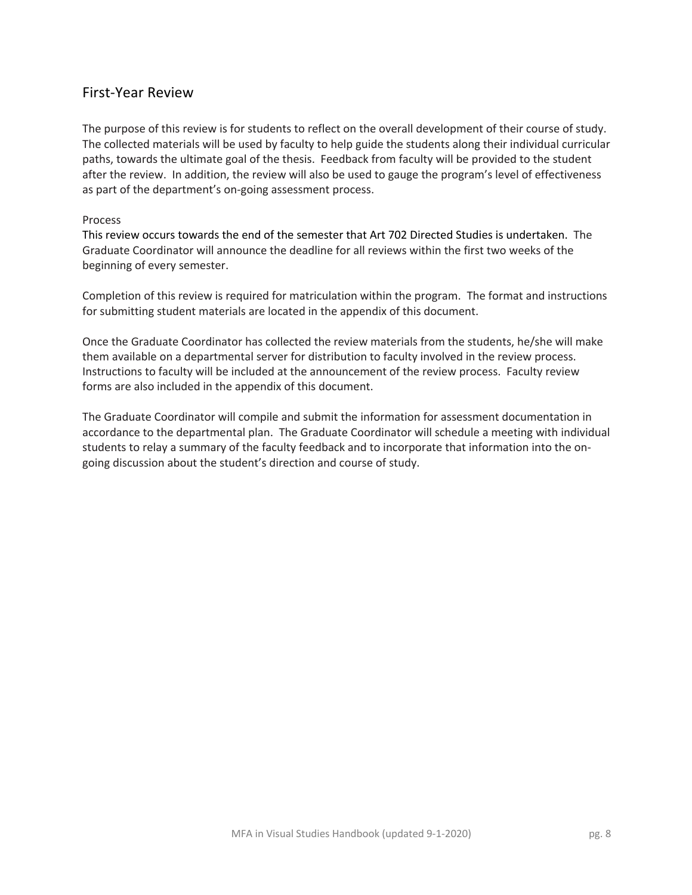## First-Year Review

The purpose of this review is for students to reflect on the overall development of their course of study. The collected materials will be used by faculty to help guide the students along their individual curricular paths, towards the ultimate goal of the thesis. Feedback from faculty will be provided to the student after the review. In addition, the review will also be used to gauge the program's level of effectiveness as part of the department's on-going assessment process.

### Process

This review occurs towards the end of the semester that Art 702 Directed Studies is undertaken. The Graduate Coordinator will announce the deadline for all reviews within the first two weeks of the beginning of every semester.

Completion of this review is required for matriculation within the program. The format and instructions for submitting student materials are located in the appendix of this document.

Once the Graduate Coordinator has collected the review materials from the students, he/she will make them available on a departmental server for distribution to faculty involved in the review process. Instructions to faculty will be included at the announcement of the review process. Faculty review forms are also included in the appendix of this document.

The Graduate Coordinator will compile and submit the information for assessment documentation in accordance to the departmental plan. The Graduate Coordinator will schedule a meeting with individual students to relay a summary of the faculty feedback and to incorporate that information into the on-going discussion about the student's direction and course of study.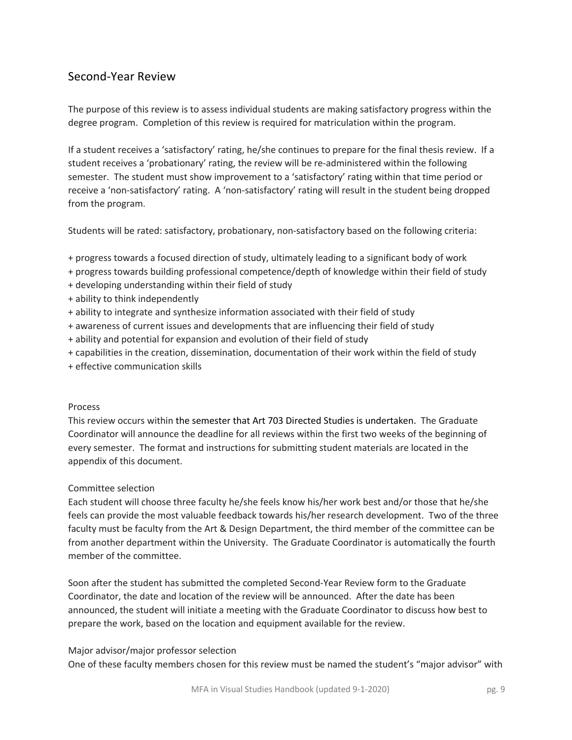## Second-Year Review

The purpose of this review is to assess individual students are making satisfactory progress within the degree program. Completion of this review is required for matriculation within the program.

If a student receives a 'satisfactory' rating, he/she continues to prepare for the final thesis review. If a student receives a 'probationary' rating, the review will be re-administered within the following semester. The student must show improvement to a 'satisfactory' rating within that time period or receive a 'non-satisfactory' rating. A 'non-satisfactory' rating will result in the student being dropped from the program.

Students will be rated: satisfactory, probationary, non-satisfactory based on the following criteria:

+ progress towards a focused direction of study, ultimately leading to a significant body of work
+ progress towards building professional competence/depth of knowledge within their field of study
+ developing understanding within their field of study
+ ability to think independently
+ ability to integrate and synthesize information associated with their field of study
+ awareness of current issues and developments that are influencing their field of study
+ ability and potential for expansion and evolution of their field of study
+ capabilities in the creation, dissemination, documentation of their work within the field of study
+ effective communication skills

### Process

This review occurs within the semester that Art 703 Directed Studies is undertaken. The Graduate Coordinator will announce the deadline for all reviews within the first two weeks of the beginning of every semester. The format and instructions for submitting student materials are located in the appendix of this document.

### Committee selection

Each student will choose three faculty he/she feels know his/her work best and/or those that he/she feels can provide the most valuable feedback towards his/her research development. Two of the three faculty must be faculty from the Art & Design Department, the third member of the committee can be from another department within the University. The Graduate Coordinator is automatically the fourth member of the committee.

Soon after the student has submitted the completed Second-Year Review form to the Graduate Coordinator, the date and location of the review will be announced. After the date has been announced, the student will initiate a meeting with the Graduate Coordinator to discuss how best to prepare the work, based on the location and equipment available for the review.

### Major advisor/major professor selection

One of these faculty members chosen for this review must be named the student's "major advisor" with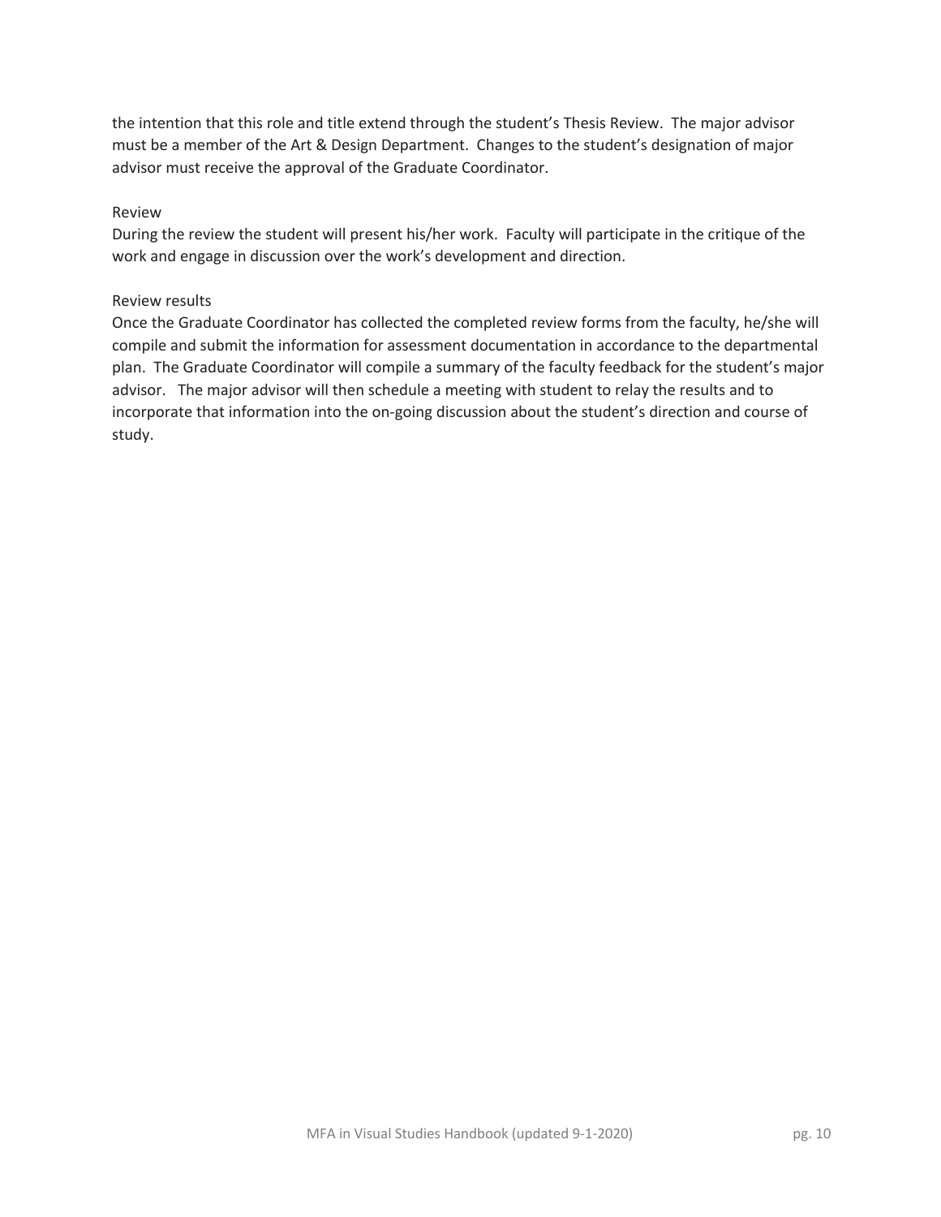the intention that this role and title extend through the student's Thesis Review. The major advisor must be a member of the Art & Design Department. Changes to the student's designation of major advisor must receive the approval of the Graduate Coordinator.

Review

During the review the student will present his/her work. Faculty will participate in the critique of the work and engage in discussion over the work's development and direction.

Review results

Once the Graduate Coordinator has collected the completed review forms from the faculty, he/she will compile and submit the information for assessment documentation in accordance to the departmental plan. The Graduate Coordinator will compile a summary of the faculty feedback for the student's major advisor. The major advisor will then schedule a meeting with student to relay the results and to incorporate that information into the on-going discussion about the student's direction and course of study.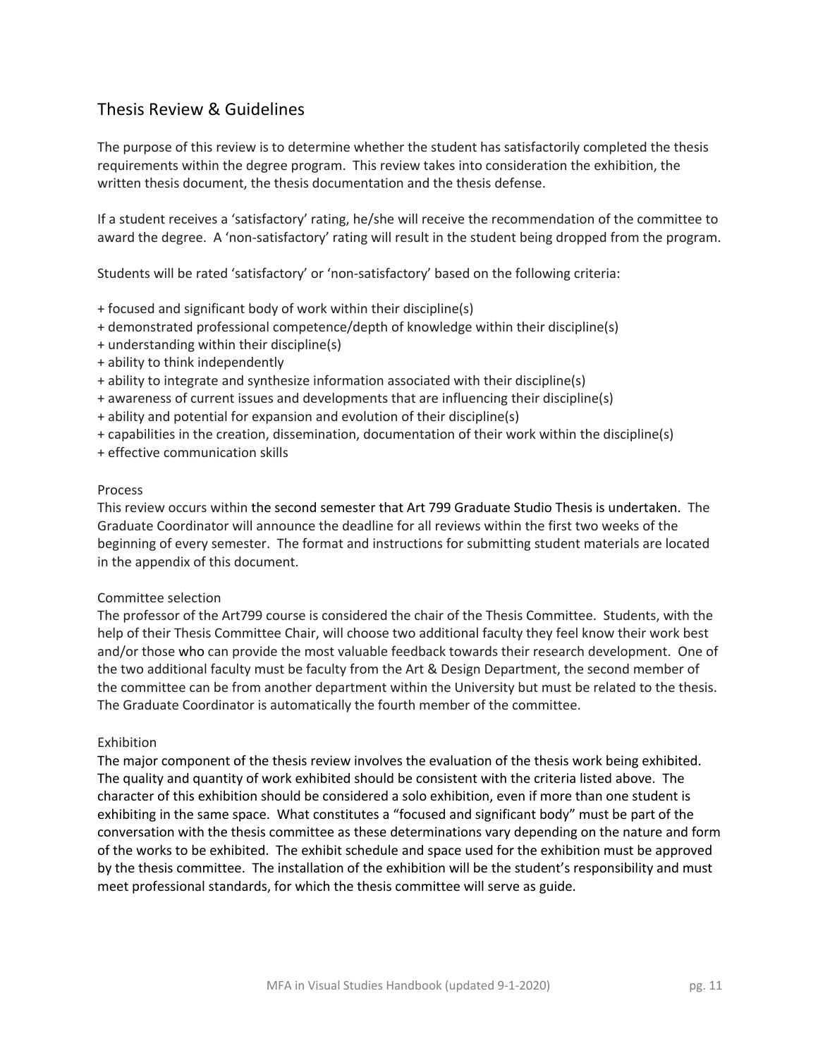## Thesis Review & Guidelines

The purpose of this review is to determine whether the student has satisfactorily completed the thesis requirements within the degree program. This review takes into consideration the exhibition, the written thesis document, the thesis documentation and the thesis defense.

If a student receives a 'satisfactory' rating, he/she will receive the recommendation of the committee to award the degree. A 'non-satisfactory' rating will result in the student being dropped from the program.

Students will be rated 'satisfactory' or 'non-satisfactory' based on the following criteria:

+ focused and significant body of work within their discipline(s)
+ demonstrated professional competence/depth of knowledge within their discipline(s)
+ understanding within their discipline(s)
+ ability to think independently
+ ability to integrate and synthesize information associated with their discipline(s)
+ awareness of current issues and developments that are influencing their discipline(s)
+ ability and potential for expansion and evolution of their discipline(s)
+ capabilities in the creation, dissemination, documentation of their work within the discipline(s)
+ effective communication skills

### Process

This review occurs within the second semester that Art 799 Graduate Studio Thesis is undertaken. The Graduate Coordinator will announce the deadline for all reviews within the first two weeks of the beginning of every semester. The format and instructions for submitting student materials are located in the appendix of this document.

### Committee selection

The professor of the Art799 course is considered the chair of the Thesis Committee. Students, with the help of their Thesis Committee Chair, will choose two additional faculty they feel know their work best and/or those who can provide the most valuable feedback towards their research development. One of the two additional faculty must be faculty from the Art & Design Department, the second member of the committee can be from another department within the University but must be related to the thesis. The Graduate Coordinator is automatically the fourth member of the committee.

### Exhibition

The major component of the thesis review involves the evaluation of the thesis work being exhibited. The quality and quantity of work exhibited should be consistent with the criteria listed above. The character of this exhibition should be considered a solo exhibition, even if more than one student is exhibiting in the same space. What constitutes a "focused and significant body" must be part of the conversation with the thesis committee as these determinations vary depending on the nature and form of the works to be exhibited. The exhibit schedule and space used for the exhibition must be approved by the thesis committee. The installation of the exhibition will be the student's responsibility and must meet professional standards, for which the thesis committee will serve as guide.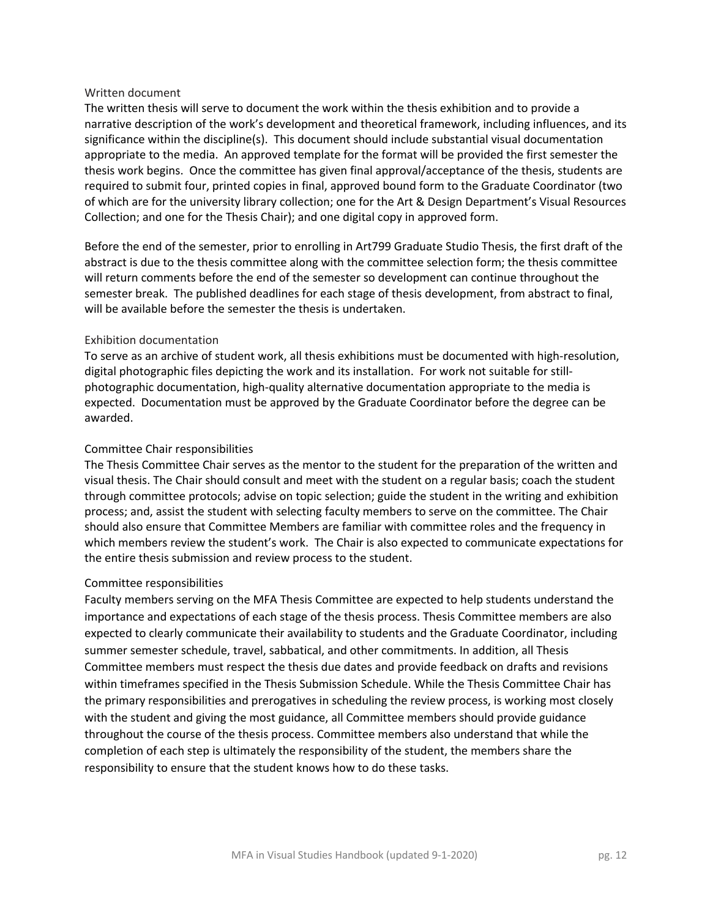### Written document

The written thesis will serve to document the work within the thesis exhibition and to provide a narrative description of the work's development and theoretical framework, including influences, and its significance within the discipline(s). This document should include substantial visual documentation appropriate to the media. An approved template for the format will be provided the first semester the thesis work begins. Once the committee has given final approval/acceptance of the thesis, students are required to submit four, printed copies in final, approved bound form to the Graduate Coordinator (two of which are for the university library collection; one for the Art & Design Department's Visual Resources Collection; and one for the Thesis Chair); and one digital copy in approved form.

Before the end of the semester, prior to enrolling in Art799 Graduate Studio Thesis, the first draft of the abstract is due to the thesis committee along with the committee selection form; the thesis committee will return comments before the end of the semester so development can continue throughout the semester break. The published deadlines for each stage of thesis development, from abstract to final, will be available before the semester the thesis is undertaken.

### Exhibition documentation

To serve as an archive of student work, all thesis exhibitions must be documented with high-resolution, digital photographic files depicting the work and its installation. For work not suitable for still-photographic documentation, high-quality alternative documentation appropriate to the media is expected. Documentation must be approved by the Graduate Coordinator before the degree can be awarded.

### Committee Chair responsibilities

The Thesis Committee Chair serves as the mentor to the student for the preparation of the written and visual thesis. The Chair should consult and meet with the student on a regular basis; coach the student through committee protocols; advise on topic selection; guide the student in the writing and exhibition process; and, assist the student with selecting faculty members to serve on the committee. The Chair should also ensure that Committee Members are familiar with committee roles and the frequency in which members review the student's work. The Chair is also expected to communicate expectations for the entire thesis submission and review process to the student.

### Committee responsibilities

Faculty members serving on the MFA Thesis Committee are expected to help students understand the importance and expectations of each stage of the thesis process. Thesis Committee members are also expected to clearly communicate their availability to students and the Graduate Coordinator, including summer semester schedule, travel, sabbatical, and other commitments. In addition, all Thesis Committee members must respect the thesis due dates and provide feedback on drafts and revisions within timeframes specified in the Thesis Submission Schedule. While the Thesis Committee Chair has the primary responsibilities and prerogatives in scheduling the review process, is working most closely with the student and giving the most guidance, all Committee members should provide guidance throughout the course of the thesis process. Committee members also understand that while the completion of each step is ultimately the responsibility of the student, the members share the responsibility to ensure that the student knows how to do these tasks.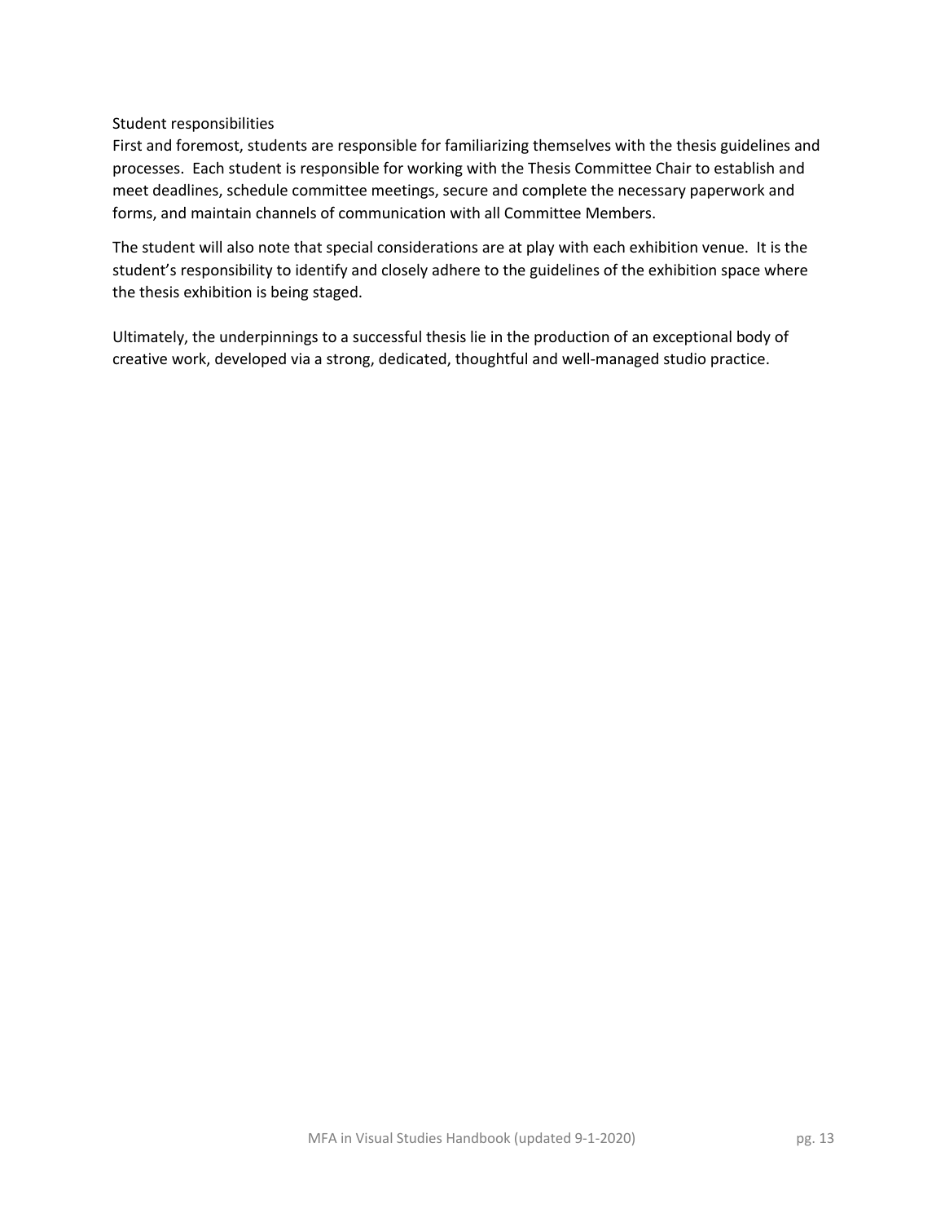### Student responsibilities

First and foremost, students are responsible for familiarizing themselves with the thesis guidelines and processes. Each student is responsible for working with the Thesis Committee Chair to establish and meet deadlines, schedule committee meetings, secure and complete the necessary paperwork and forms, and maintain channels of communication with all Committee Members.

The student will also note that special considerations are at play with each exhibition venue. It is the student's responsibility to identify and closely adhere to the guidelines of the exhibition space where the thesis exhibition is being staged.

Ultimately, the underpinnings to a successful thesis lie in the production of an exceptional body of creative work, developed via a strong, dedicated, thoughtful and well-managed studio practice.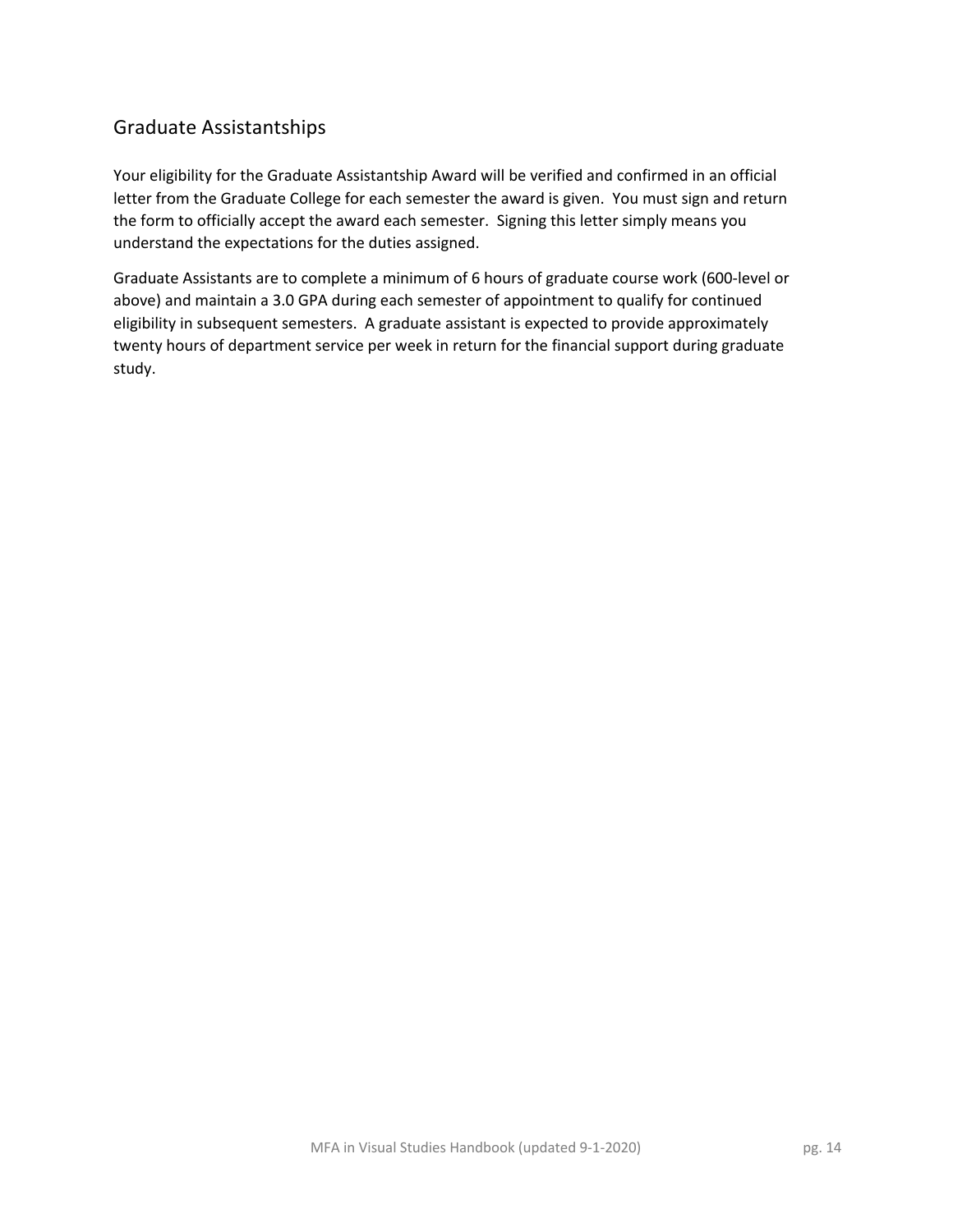## Graduate Assistantships

Your eligibility for the Graduate Assistantship Award will be verified and confirmed in an official letter from the Graduate College for each semester the award is given. You must sign and return the form to officially accept the award each semester. Signing this letter simply means you understand the expectations for the duties assigned.

Graduate Assistants are to complete a minimum of 6 hours of graduate course work (600-level or above) and maintain a 3.0 GPA during each semester of appointment to qualify for continued eligibility in subsequent semesters. A graduate assistant is expected to provide approximately twenty hours of department service per week in return for the financial support during graduate study.